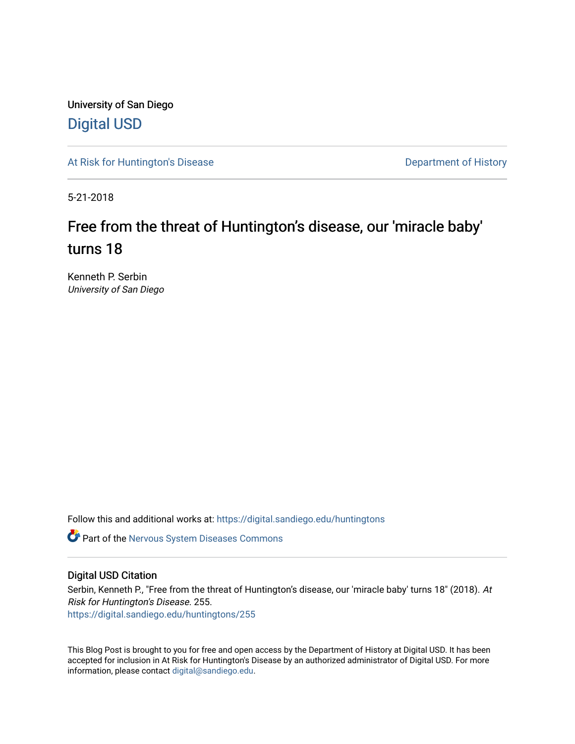University of San Diego

# Digital USD

At Risk for Huntington's Disease

Department of History

5-21-2018

# Free from the threat of Huntington's disease, our 'miracle baby' turns 18

Kenneth P. Serbin
*University of San Diego*

Follow this and additional works at: https://digital.sandiego.edu/huntingtons

Part of the Nervous System Diseases Commons

## Digital USD Citation

Serbin, Kenneth P., "Free from the threat of Huntington's disease, our 'miracle baby' turns 18" (2018). *At Risk for Huntington's Disease*. 255.
https://digital.sandiego.edu/huntingtons/255

This Blog Post is brought to you for free and open access by the Department of History at Digital USD. It has been accepted for inclusion in At Risk for Huntington's Disease by an authorized administrator of Digital USD. For more information, please contact digital@sandiego.edu.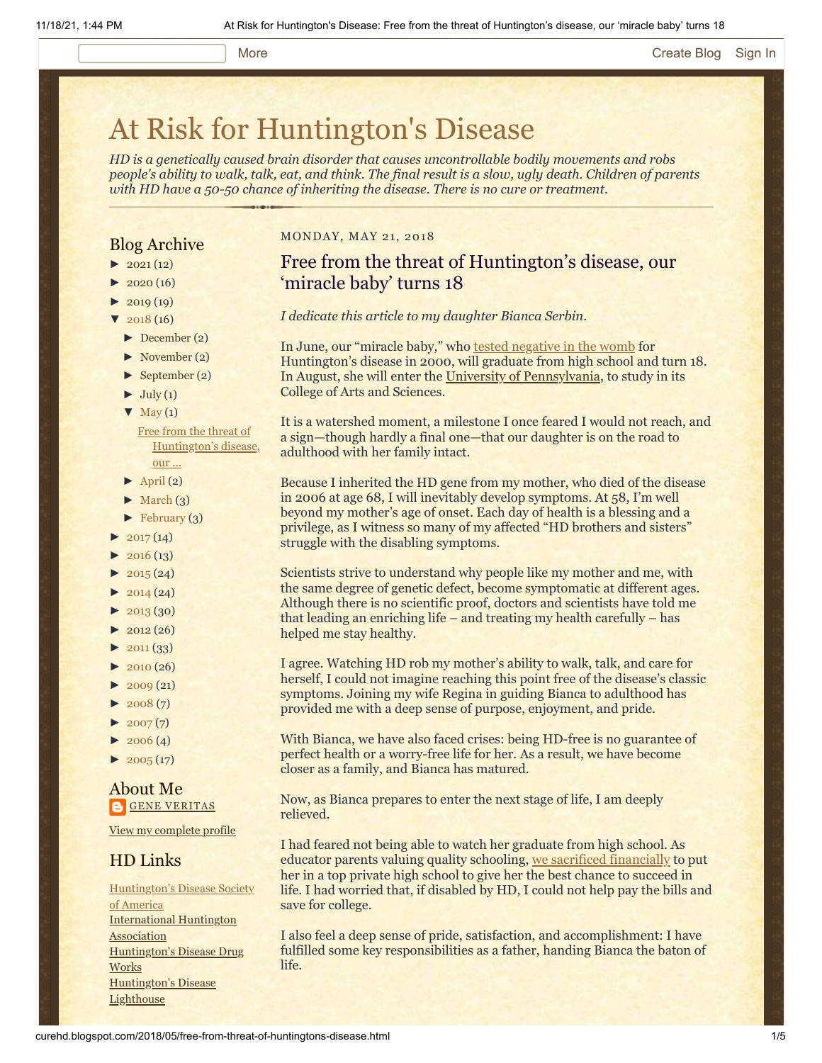# At Risk for Huntington's Disease

*HD is a genetically caused brain disorder that causes uncontrollable bodily movements and robs people's ability to walk, talk, eat, and think. The final result is a slow, ugly death. Children of parents with HD have a 50-50 chance of inheriting the disease. There is no cure or treatment.*

## Blog Archive

- ► 2021 (12)
- ► 2020 (16)
- ► 2019 (19)
- ▼ 2018 (16)
  - ► December (2)
  - ► November (2)
  - ► September (2)
  - ► July (1)
  - ▼ May (1)
    - Free from the threat of Huntington's disease, our ...
  - ► April (2)
  - ► March (3)
  - ► February (3)
- ► 2017 (14)
- ► 2016 (13)
- ► 2015 (24)
- ► 2014 (24)
- ► 2013 (30)
- ► 2012 (26)
- ► 2011 (33)
- ► 2010 (26)
- ► 2009 (21)
- ► 2008 (7)
- ► 2007 (7)
- ► 2006 (4)
- ► 2005 (17)

## About Me

GENE VERITAS

View my complete profile

## HD Links

- Huntington's Disease Society of America
- International Huntington Association
- Huntington's Disease Drug Works
- Huntington's Disease Lighthouse

MONDAY, MAY 21, 2018

## Free from the threat of Huntington's disease, our 'miracle baby' turns 18

*I dedicate this article to my daughter Bianca Serbin.*

In June, our "miracle baby," who tested negative in the womb for Huntington's disease in 2000, will graduate from high school and turn 18. In August, she will enter the University of Pennsylvania, to study in its College of Arts and Sciences.

It is a watershed moment, a milestone I once feared I would not reach, and a sign—though hardly a final one—that our daughter is on the road to adulthood with her family intact.

Because I inherited the HD gene from my mother, who died of the disease in 2006 at age 68, I will inevitably develop symptoms. At 58, I'm well beyond my mother's age of onset. Each day of health is a blessing and a privilege, as I witness so many of my affected "HD brothers and sisters" struggle with the disabling symptoms.

Scientists strive to understand why people like my mother and me, with the same degree of genetic defect, become symptomatic at different ages. Although there is no scientific proof, doctors and scientists have told me that leading an enriching life – and treating my health carefully – has helped me stay healthy.

I agree. Watching HD rob my mother's ability to walk, talk, and care for herself, I could not imagine reaching this point free of the disease's classic symptoms. Joining my wife Regina in guiding Bianca to adulthood has provided me with a deep sense of purpose, enjoyment, and pride.

With Bianca, we have also faced crises: being HD-free is no guarantee of perfect health or a worry-free life for her. As a result, we have become closer as a family, and Bianca has matured.

Now, as Bianca prepares to enter the next stage of life, I am deeply relieved.

I had feared not being able to watch her graduate from high school. As educator parents valuing quality schooling, we sacrificed financially to put her in a top private high school to give her the best chance to succeed in life. I had worried that, if disabled by HD, I could not help pay the bills and save for college.

I also feel a deep sense of pride, satisfaction, and accomplishment: I have fulfilled some key responsibilities as a father, handing Bianca the baton of life.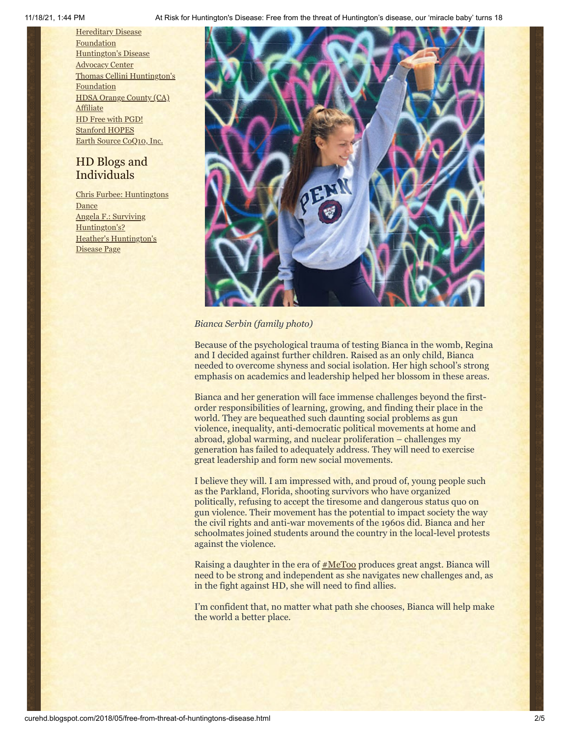Hereditary Disease Foundation
Huntington's Disease Advocacy Center
Thomas Cellini Huntington's Foundation
HDSA Orange County (CA) Affiliate
HD Free with PGD!
Stanford HOPES
Earth Source CoQ10, Inc.

## HD Blogs and Individuals

Chris Furbee: Huntingtons Dance
Angela F.: Surviving Huntington's?
Heather's Huntington's Disease Page

*Bianca Serbin (family photo)*

Because of the psychological trauma of testing Bianca in the womb, Regina and I decided against further children. Raised as an only child, Bianca needed to overcome shyness and social isolation. Her high school's strong emphasis on academics and leadership helped her blossom in these areas.

Bianca and her generation will face immense challenges beyond the first-order responsibilities of learning, growing, and finding their place in the world. They are bequeathed such daunting social problems as gun violence, inequality, anti-democratic political movements at home and abroad, global warming, and nuclear proliferation – challenges my generation has failed to adequately address. They will need to exercise great leadership and form new social movements.

I believe they will. I am impressed with, and proud of, young people such as the Parkland, Florida, shooting survivors who have organized politically, refusing to accept the tiresome and dangerous status quo on gun violence. Their movement has the potential to impact society the way the civil rights and anti-war movements of the 1960s did. Bianca and her schoolmates joined students around the country in the local-level protests against the violence.

Raising a daughter in the era of #MeToo produces great angst. Bianca will need to be strong and independent as she navigates new challenges and, as in the fight against HD, she will need to find allies.

I'm confident that, no matter what path she chooses, Bianca will help make the world a better place.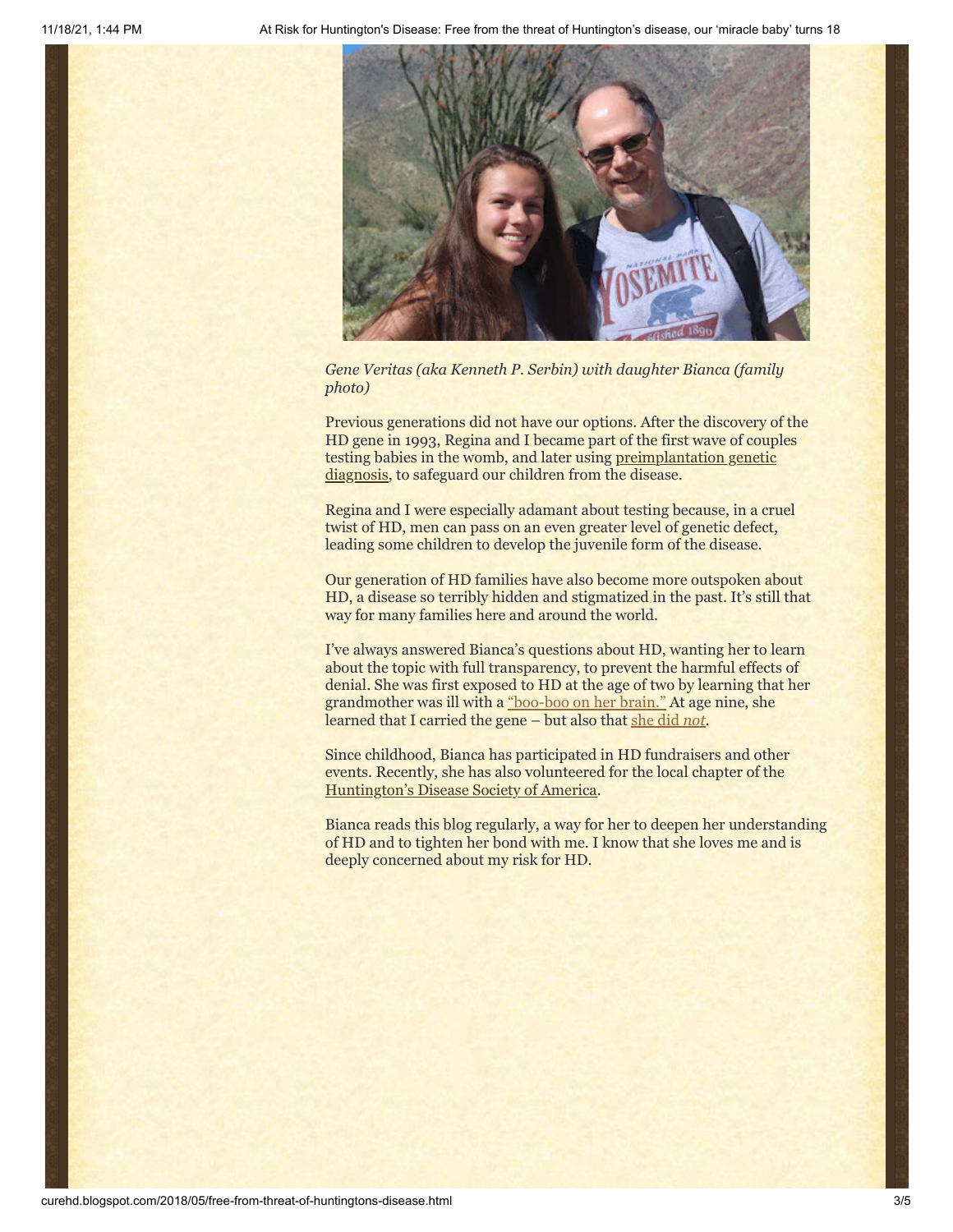*Gene Veritas (aka Kenneth P. Serbin) with daughter Bianca (family photo)*

Previous generations did not have our options. After the discovery of the HD gene in 1993, Regina and I became part of the first wave of couples testing babies in the womb, and later using preimplantation genetic diagnosis, to safeguard our children from the disease.

Regina and I were especially adamant about testing because, in a cruel twist of HD, men can pass on an even greater level of genetic defect, leading some children to develop the juvenile form of the disease.

Our generation of HD families have also become more outspoken about HD, a disease so terribly hidden and stigmatized in the past. It's still that way for many families here and around the world.

I've always answered Bianca's questions about HD, wanting her to learn about the topic with full transparency, to prevent the harmful effects of denial. She was first exposed to HD at the age of two by learning that her grandmother was ill with a "boo-boo on her brain." At age nine, she learned that I carried the gene – but also that she did *not*.

Since childhood, Bianca has participated in HD fundraisers and other events. Recently, she has also volunteered for the local chapter of the Huntington's Disease Society of America.

Bianca reads this blog regularly, a way for her to deepen her understanding of HD and to tighten her bond with me. I know that she loves me and is deeply concerned about my risk for HD.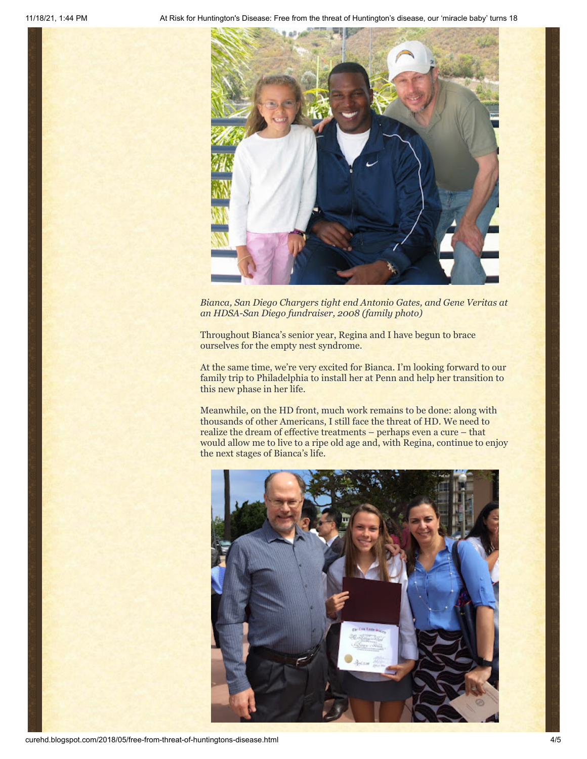*Bianca, San Diego Chargers tight end Antonio Gates, and Gene Veritas at an HDSA-San Diego fundraiser, 2008 (family photo)*

Throughout Bianca's senior year, Regina and I have begun to brace ourselves for the empty nest syndrome.

At the same time, we're very excited for Bianca. I'm looking forward to our family trip to Philadelphia to install her at Penn and help her transition to this new phase in her life.

Meanwhile, on the HD front, much work remains to be done: along with thousands of other Americans, I still face the threat of HD. We need to realize the dream of effective treatments – perhaps even a cure – that would allow me to live to a ripe old age and, with Regina, continue to enjoy the next stages of Bianca's life.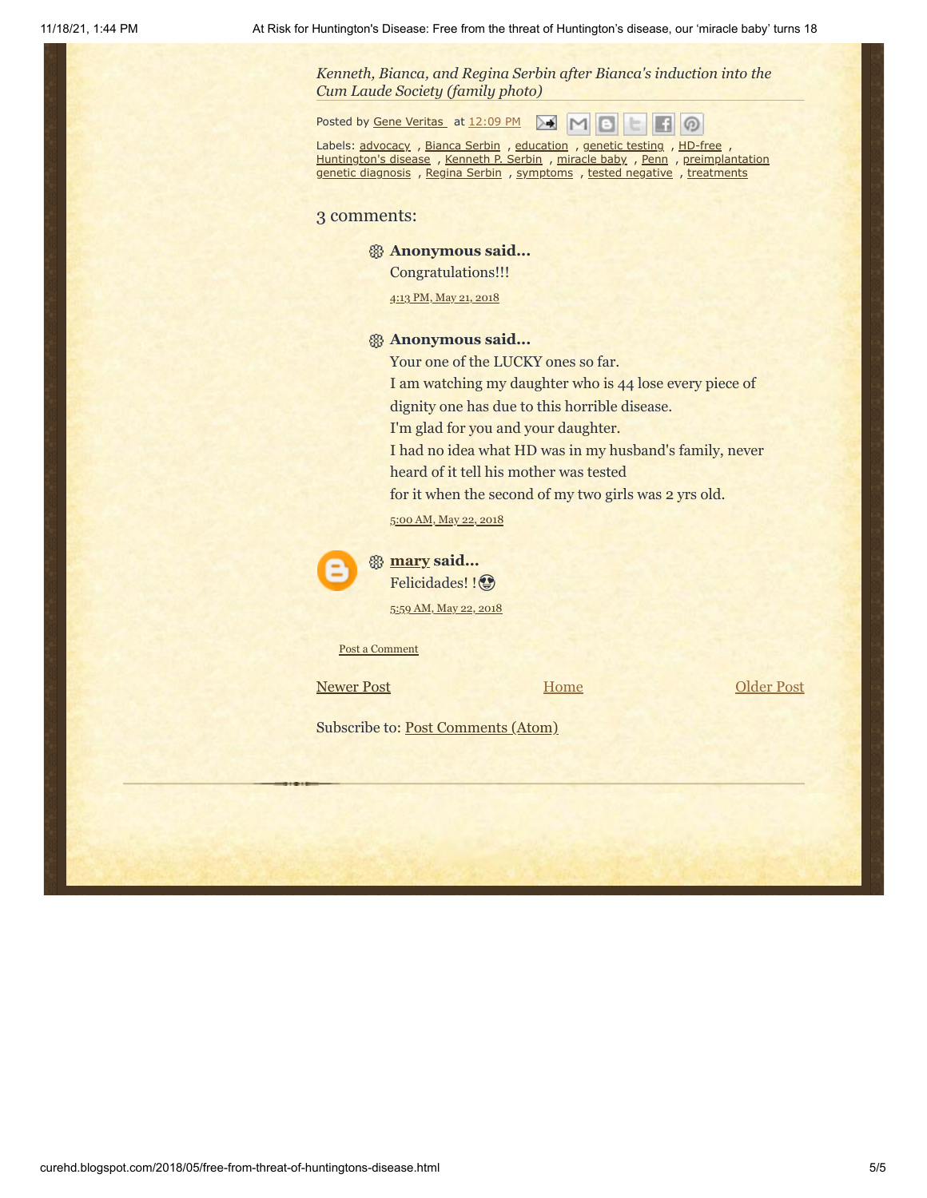*Kenneth, Bianca, and Regina Serbin after Bianca's induction into the Cum Laude Society (family photo)*

Posted by Gene Veritas at 12:09 PM

Labels: advocacy , Bianca Serbin , education , genetic testing , HD-free , Huntington's disease , Kenneth P. Serbin , miracle baby , Penn , preimplantation genetic diagnosis , Regina Serbin , symptoms , tested negative , treatments

## 3 comments:

**Anonymous said...**

Congratulations!!!

4:13 PM, May 21, 2018

**Anonymous said...**

Your one of the LUCKY ones so far.
I am watching my daughter who is 44 lose every piece of dignity one has due to this horrible disease.
I'm glad for you and your daughter.
I had no idea what HD was in my husband's family, never heard of it tell his mother was tested
for it when the second of my two girls was 2 yrs old.

5:00 AM, May 22, 2018

**mary said...**

Felicidades! !😍

5:59 AM, May 22, 2018

Post a Comment

Newer Post | Home | Older Post

Subscribe to: Post Comments (Atom)